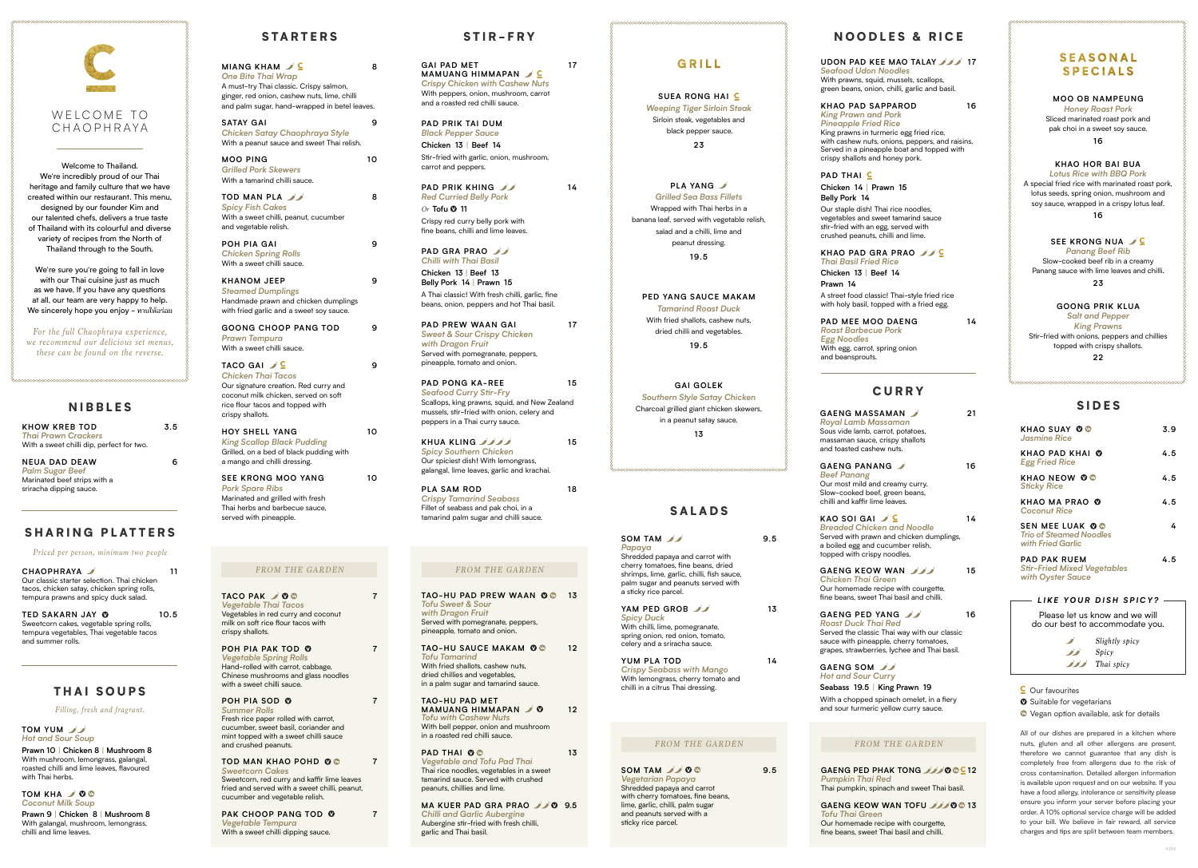# WELCOME TO CHAOPHRAYA

Welcome to Thailand.
We're incredibly proud of our Thai heritage and family culture that we have created within our restaurant. This menu, designed by our founder Kim and our talented chefs, delivers a true taste of Thailand with its colourful and diverse variety of recipes from the North of Thailand through to the South.

We're sure you're going to fall in love with our Thai cuisine just as much as we have. If you have any questions at all, our team are very happy to help. We sincerely hope you enjoy - ทานให้อร่อย

*For the full Chaophraya experience, we recommend our delicious set menus, these can be found on the reverse.*

## NIBBLES

**KHOW KREB TOD** 3.5
*Thai Prawn Crackers*
With a sweet chilli dip, perfect for two.

**NEUA DAD DEAW** 6
*Palm Sugar Beef*
Marinated beef strips with a sriracha dipping sauce.

## SHARING PLATTERS

*Priced per person, minimum two people*

**CHAOPHRAYA** 🌶 11
Our classic starter selection. Thai chicken tacos, chicken satay, chicken spring rolls, tempura prawns and spicy duck salad.

**TED SAKARN JAY** Ⓥ 10.5
Sweetcorn cakes, vegetable spring rolls, tempura vegetables, Thai vegetable tacos and summer rolls.

## THAI SOUPS

*Filling, fresh and fragrant.*

**TOM YUM** 🌶🌶
*Hot and Sour Soup*
Prawn 10 | Chicken 8 | Mushroom 8
With mushroom, lemongrass, galangal, roasted chilli and lime leaves, flavoured with Thai herbs.

**TOM KHA** 🌶 Ⓥ Ⓥe
*Coconut Milk Soup*
Prawn 9 | Chicken 8 | Mushroom 8
With galangal, mushroom, lemongrass, chilli and lime leaves.

## STARTERS

**MIANG KHAM** 🌶 C 8
*One Bite Thai Wrap*
A must-try Thai classic. Crispy salmon, ginger, red onion, cashew nuts, lime, chilli and palm sugar, hand-wrapped in betel leaves.

**SATAY GAI** 9
*Chicken Satay Chaophraya Style*
With a peanut sauce and sweet Thai relish.

**MOO PING** 10
*Grilled Pork Skewers*
With a tamarind chilli sauce.

**TOD MAN PLA** 🌶🌶 8
*Spicy Fish Cakes*
With a sweet chilli, peanut, cucumber and vegetable relish.

**POH PIA GAI** 9
*Chicken Spring Rolls*
With a sweet chilli sauce.

**KHANOM JEEP** 9
*Steamed Dumplings*
Handmade prawn and chicken dumplings with fried garlic and a sweet soy sauce.

**GOONG CHOOP PANG TOD** 9
*Prawn Tempura*
With a sweet chilli sauce.

**TACO GAI** 🌶 C 9
*Chicken Thai Tacos*
Our signature creation. Red curry and coconut milk chicken, served on soft rice flour tacos and topped with crispy shallots.

**HOY SHELL YANG** 10
*King Scallop Black Pudding*
Grilled, on a bed of black pudding with a mango and chilli dressing.

**SEE KRONG MOO YANG** 10
*Pork Spare Ribs*
Marinated and grilled with fresh Thai herbs and barbecue sauce, served with pineapple.

### FROM THE GARDEN

**TACO PAK** 🌶 Ⓥ Ⓥe 7
*Vegetable Thai Tacos*
Vegetables in red curry and coconut milk on soft rice flour tacos with crispy shallots.

**POH PIA PAK TOD** Ⓥ 7
*Vegetable Spring Rolls*
Hand-rolled with carrot, cabbage, Chinese mushrooms and glass noodles with a sweet chilli sauce.

**POH PIA SOD** Ⓥ 7
*Summer Rolls*
Fresh rice paper rolled with carrot, cucumber, sweet basil, coriander and mint topped with a sweet chilli sauce and crushed peanuts.

**TOD MAN KHAO POHD** Ⓥ Ⓥe 7
*Sweetcorn Cakes*
Sweetcorn, red curry and kaffir lime leaves fried and served with a sweet chilli, peanut, cucumber and vegetable relish.

**PAK CHOOP PANG TOD** Ⓥ 7
*Vegetable Tempura*
With a sweet chilli dipping sauce.

## STIR-FRY

**GAI PAD MET MAMUANG HIMMAPAN** 🌶 C 17
*Crispy Chicken with Cashew Nuts*
With peppers, onion, mushroom, carrot and a roasted red chilli sauce.

**PAD PRIK TAI DUM**
*Black Pepper Sauce*
Chicken 13 | Beef 14
Stir-fried with garlic, onion, mushroom, carrot and peppers.

**PAD PRIK KHING** 🌶🌶 14
*Red Curried Belly Pork*
*Or* Tofu Ⓥ 11
Crispy red curry belly pork with fine beans, chilli and lime leaves.

**PAD GRA PRAO** 🌶🌶
*Chilli with Thai Basil*
Chicken 13 | Beef 13
Belly Pork 14 | Prawn 15
A Thai classic! With fresh chilli, garlic, fine beans, onion, peppers and hot Thai basil.

**PAD PREW WAAN GAI** 17
*Sweet & Sour Crispy Chicken with Dragon Fruit*
Served with pomegranate, peppers, pineapple, tomato and onion.

**PAD PONG KA-REE** 15
*Seafood Curry Stir-Fry*
Scallops, king prawns, squid, and New Zealand mussels, stir-fried with onion, celery and peppers in a Thai curry sauce.

**KHUA KLING** 🌶🌶🌶🌶 15
*Spicy Southern Chicken*
Our spiciest dish! With lemongrass, galangal, lime leaves, garlic and krachai.

**PLA SAM ROD** 18
*Crispy Tamarind Seabass*
Fillet of seabass and pak choi, in a tamarind palm sugar and chilli sauce.

### FROM THE GARDEN

**TAO-HU PAD PREW WAAN** Ⓥ Ⓥe 13
*Tofu Sweet & Sour with Dragon Fruit*
Served with pomegranate, peppers, pineapple, tomato and onion.

**TAO-HU SAUCE MAKAM** Ⓥ Ⓥe 12
*Tofu Tamarind*
With fried shallots, cashew nuts, dried chillies and vegetables, in a palm sugar and tamarind sauce.

**TAO-HU PAD MET MAMUANG HIMMAPAN** 🌶 Ⓥ 12
*Tofu with Cashew Nuts*
With bell pepper, onion and mushroom in a roasted red chilli sauce.

**PAD THAI** Ⓥ Ⓥe 13
*Vegetable and Tofu Pad Thai*
Thai rice noodles, vegetables in a sweet tamarind sauce. Served with crushed peanuts, chillies and lime.

**MA KUER PAD GRA PRAO** 🌶🌶 Ⓥ 9.5
*Chilli and Garlic Aubergine*
Aubergine stir-fried with fresh chilli, garlic and Thai basil.

## GRILL

**SUEA RONG HAI** C
*Weeping Tiger Sirloin Steak*
Sirloin steak, vegetables and black pepper sauce.
23

**PLA YANG** 🌶
*Grilled Sea Bass Fillets*
Wrapped with Thai herbs in a banana leaf, served with vegetable relish, salad and a chilli, lime and peanut dressing.
19.5

**PED YANG SAUCE MAKAM**
*Tamarind Roast Duck*
With fried shallots, cashew nuts, dried chilli and vegetables.
19.5

**GAI GOLEK**
*Southern Style Satay Chicken*
Charcoal grilled satay chicken skewers, in a peanut satay sauce.
13

## SALADS

**SOM TAM** 🌶🌶 9.5
*Papaya*
Shredded papaya and carrot with cherry tomatoes, fine beans, dried shrimps, lime, garlic, chilli, fish sauce, palm sugar and peanuts served with a sticky rice parcel.

**YAM PED GROB** 🌶🌶 13
*Spicy Duck*
With chilli, lime, pomegranate, spring onion, red onion, tomato, celery and a sriracha sauce.

**YUM PLA TOD** 14
*Crispy Seabass with Mango*
With lemongrass, cherry tomato and chilli in a citrus Thai dressing.

### FROM THE GARDEN

**SOM TAM** 🌶🌶 Ⓥ Ⓥe 9.5
*Vegetarian Papaya*
Shredded papaya and carrot with cherry tomatoes, fine beans, lime, garlic, chilli, palm sugar and peanuts served with a sticky rice parcel.

## NOODLES & RICE

**UDON PAD KEE MAO TALAY** 🌶🌶🌶 17
*Seafood Udon Noodles*
With prawns, squid, mussels, scallops, green beans, onion, chilli, garlic and basil.

**KHAO PAD SAPPAROD** 16
*King Prawn and Pork Pineapple Fried Rice*
King prawns in turmeric egg fried rice, with cashew nuts, onions, peppers, and raisins. Served in a pineapple boat and topped with crispy shallots and honey pork.

**PAD THAI** C
Chicken 14 | Prawn 15
Belly Pork 14
Our staple dish! Thai rice noodles, vegetables and sweet tamarind sauce stir-fried with an egg, served with crushed peanuts, chilli and lime.

**KHAO PAD GRA PRAO** 🌶🌶 C
*Thai Basil Fried Rice*
Chicken 13 | Beef 14
Prawn 14
A street food classic! Thai-style fried rice with holy basil, topped with a fried egg.

**PAD MEE MOO DAENG** 14
*Roast Barbecue Pork Egg Noodles*
With egg, carrot, spring onion and beansprouts.

## CURRY

**GAENG MASSAMAN** 🌶 21
*Royal Lamb Massaman*
Sous vide lamb, carrot, potatoes, massaman sauce, crispy shallots and toasted cashew nuts.

**GAENG PANANG** 🌶 16
*Beef Panang*
Our most mild and creamy curry. Slow-cooked beef, green beans, chilli and kaffir lime leaves.

**KAO SOI GAI** 🌶 C 14
*Breaded Chicken and Noodle*
Served with prawn and chicken dumplings, a boiled egg and cucumber relish, topped with crispy noodles.

**GAENG KEOW WAN** 🌶🌶🌶 15
*Chicken Thai Green*
Our homemade recipe with courgette, fine beans, sweet Thai basil and chilli.

**GAENG PED YANG** 🌶🌶 16
*Roast Duck Thai Red*
Served the classic Thai way with our classic sauce with pineapple, cherry tomatoes, grapes, strawberries, lychee and Thai basil.

**GAENG SOM** 🌶🌶
*Hot and Sour Curry*
Seabass 19.5 | King Prawn 19
With a chopped spinach omelet, in a fiery and sour turmeric yellow curry sauce.

### FROM THE GARDEN

**GAENG PED PHAK TONG** 🌶🌶🌶 Ⓥ Ⓥe C 12
*Pumpkin Thai Red*
Thai pumpkin, spinach and sweet Thai basil.

**GAENG KEOW WAN TOFU** 🌶🌶🌶 Ⓥ Ⓥe 13
*Tofu Thai Green*
Our homemade recipe with courgette, fine beans, sweet Thai basil and chilli.

## SEASONAL SPECIALS

**MOO OB NAMPEUNG**
*Honey Roast Pork*
Sliced marinated roast pork and pak choi in a sweet soy sauce.
16

**KHAO HOR BAI BUA**
*Lotus Rice with BBQ Pork*
A special fried rice with marinated roast pork, lotus seeds, spring onion, mushroom and soy sauce, wrapped in a crispy lotus leaf.
16

**SEE KRONG NUA** 🌶 C
*Panang Beef Rib*
Slow-cooked beef rib in a creamy Panang sauce with lime leaves and chilli.
23

**GOONG PRIK KLUA**
*Salt and Pepper King Prawns*
Stir-fried with onions, peppers and chillies topped with crispy shallots.
22

## SIDES

**KHAO SUAY** Ⓥ Ⓥe 3.9
*Jasmine Rice*

**KHAO PAD KHAI** Ⓥ 4.5
*Egg Fried Rice*

**KHAO NEOW** Ⓥ Ⓥe 4.5
*Sticky Rice*

**KHAO MA PRAO** Ⓥ 4.5
*Coconut Rice*

**SEN MEE LUAK** Ⓥ Ⓥe 4
*Trio of Steamed Noodles with Fried Garlic*

**PAD PAK RUEM** 4.5
*Stir-Fried Mixed Vegetables with Oyster Sauce*

### LIKE YOUR DISH SPICY?

Please let us know and we will do our best to accommodate you.

🌶 *Slightly spicy*
🌶🌶 *Spicy*
🌶🌶🌶 *Thai spicy*

C Our favourites
Ⓥ Suitable for vegetarians
Ⓥe Vegan option available, ask for details

All of our dishes are prepared in a kitchen where nuts, gluten and all other allergens are present, therefore we cannot guarantee that any dish is completely free from allergens due to the risk of cross contamination. Detailed allergen information is available upon request and on our website. If you have a food allergy, intolerance or sensitivity please ensure you inform your server before placing your order. A 10% optional service charge will be added to your bill. We believe in fair reward, all service charges and tips are split between team members.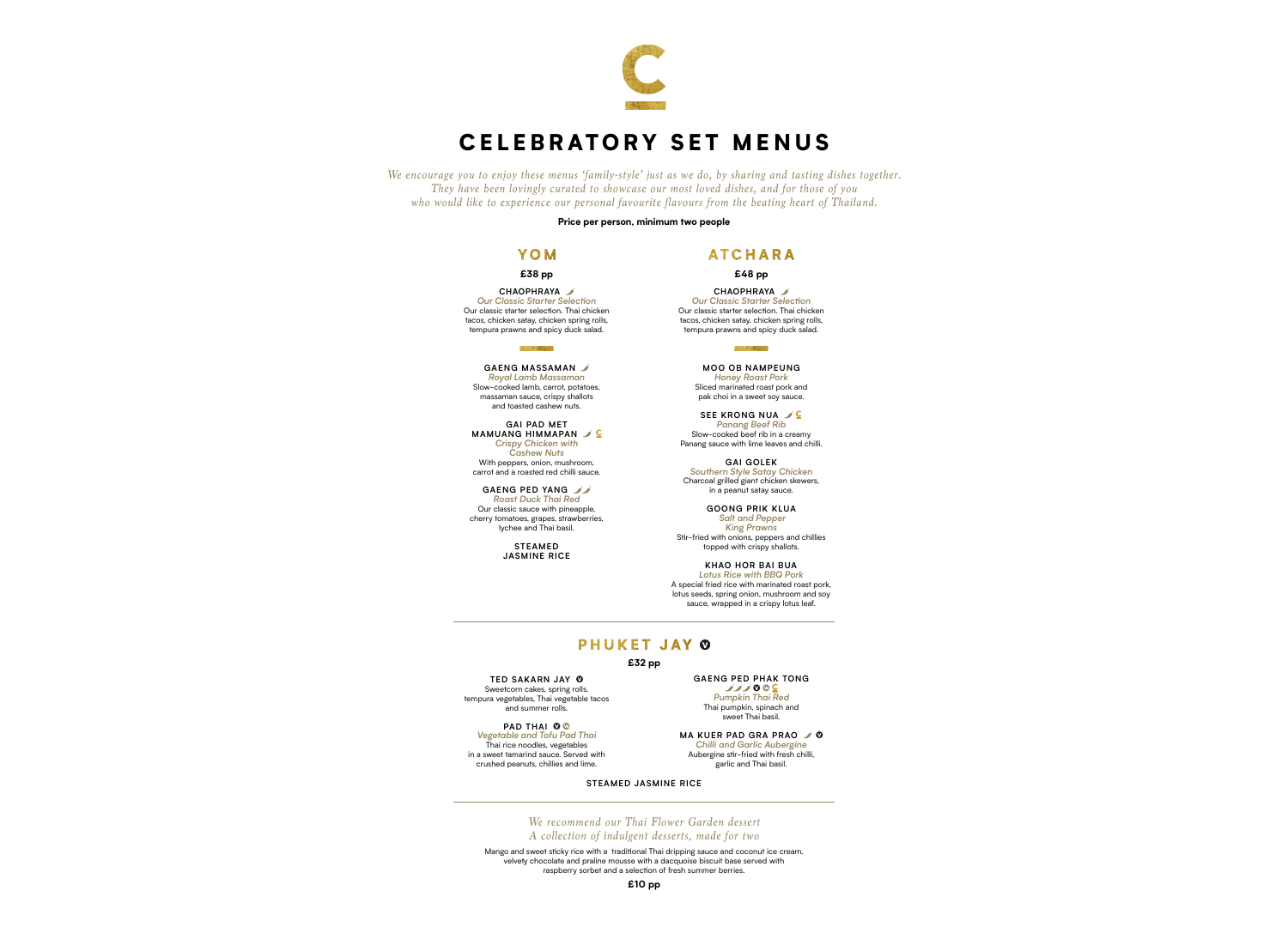# CELEBRATORY SET MENUS

*We encourage you to enjoy these menus 'family-style' just as we do, by sharing and tasting dishes together. They have been lovingly curated to showcase our most loved dishes, and for those of you who would like to experience our personal favourite flavours from the beating heart of Thailand.*

**Price per person, minimum two people**

## YOM

**£38 pp**

**CHAOPHRAYA**
*Our Classic Starter Selection*
Our classic starter selection. Thai chicken tacos, chicken satay, chicken spring rolls, tempura prawns and spicy duck salad.

**GAENG MASSAMAN**
*Royal Lamb Massaman*
Slow-cooked lamb, carrot, potatoes, massaman sauce, crispy shallots and toasted cashew nuts.

**GAI PAD MET MAMUANG HIMMAPAN**
*Crispy Chicken with Cashew Nuts*
With peppers, onion, mushroom, carrot and a roasted red chilli sauce.

**GAENG PED YANG**
*Roast Duck Thai Red*
Our classic sauce with pineapple, cherry tomatoes, grapes, strawberries, lychee and Thai basil.

**STEAMED JASMINE RICE**

## ATCHARA

**£48 pp**

**CHAOPHRAYA**
*Our Classic Starter Selection*
Our classic starter selection. Thai chicken tacos, chicken satay, chicken spring rolls, tempura prawns and spicy duck salad.

**MOO OB NAMPEUNG**
*Honey Roast Pork*
Sliced marinated roast pork and pak choi in a sweet soy sauce.

**SEE KRONG NUA**
*Panang Beef Rib*
Slow-cooked beef rib in a creamy Panang sauce with lime leaves and chilli.

**GAI GOLEK**
*Southern Style Satay Chicken*
Charcoal grilled giant chicken skewers, in a peanut satay sauce.

**GOONG PRIK KLUA**
*Salt and Pepper King Prawns*
Stir-fried with onions, peppers and chillies topped with crispy shallots.

**KHAO HOR BAI BUA**
*Lotus Rice with BBQ Pork*
A special fried rice with marinated roast pork, lotus seeds, spring onion, mushroom and soy sauce, wrapped in a crispy lotus leaf.

## PHUKET JAY (V)

**£32 pp**

**TED SAKARN JAY** (V)
Sweetcorn cakes, spring rolls, tempura vegetables, Thai vegetable tacos and summer rolls.

**PAD THAI** (V)
*Vegetable and Tofu Pad Thai*
Thai rice noodles, vegetables in a sweet tamarind sauce. Served with crushed peanuts, chillies and lime.

**GAENG PED PHAK TONG** (V)
*Pumpkin Thai Red*
Thai pumpkin, spinach and sweet Thai basil.

**MA KUER PAD GRA PRAO** (V)
*Chilli and Garlic Aubergine*
Aubergine stir-fried with fresh chilli, garlic and Thai basil.

**STEAMED JASMINE RICE**

*We recommend our Thai Flower Garden dessert*
*A collection of indulgent desserts, made for two*

Mango and sweet sticky rice with a traditional Thai dripping sauce and coconut ice cream, velvety chocolate and praline mousse with a dacquoise biscuit base served with raspberry sorbet and a selection of fresh summer berries.

**£10 pp**